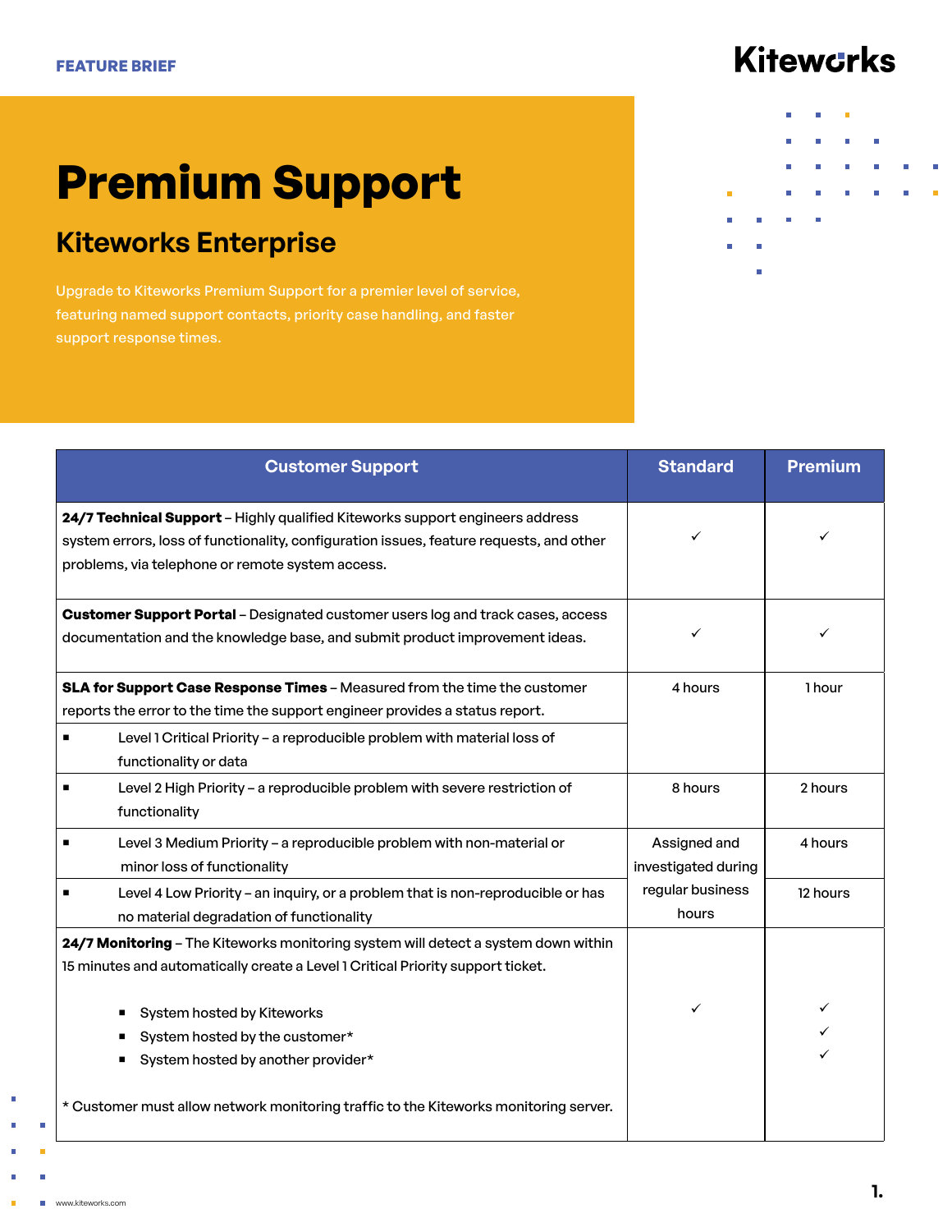FEATURE BRIEF

# Premium Support

## Kiteworks Enterprise

Upgrade to Kiteworks Premium Support for a premier level of service, featuring named support contacts, priority case handling, and faster support response times.

| Customer Support | Standard | Premium |
|---|---|---|
| **24/7 Technical Support** – Highly qualified Kiteworks support engineers address system errors, loss of functionality, configuration issues, feature requests, and other problems, via telephone or remote system access. | ✓ | ✓ |
| **Customer Support Portal** – Designated customer users log and track cases, access documentation and the knowledge base, and submit product improvement ideas. | ✓ | ✓ |
| **SLA for Support Case Response Times** – Measured from the time the customer reports the error to the time the support engineer provides a status report. | | |
| ▪ Level 1 Critical Priority – a reproducible problem with material loss of functionality or data | 4 hours | 1 hour |
| ▪ Level 2 High Priority – a reproducible problem with severe restriction of functionality | 8 hours | 2 hours |
| ▪ Level 3 Medium Priority – a reproducible problem with non-material or minor loss of functionality | Assigned and investigated during regular business hours | 4 hours |
| ▪ Level 4 Low Priority – an inquiry, or a problem that is non-reproducible or has no material degradation of functionality | Assigned and investigated during regular business hours | 12 hours |
| **24/7 Monitoring** – The Kiteworks monitoring system will detect a system down within 15 minutes and automatically create a Level 1 Critical Priority support ticket. | | |
| ▪ System hosted by Kiteworks | ✓ | ✓ |
| ▪ System hosted by the customer* | | ✓ |
| ▪ System hosted by another provider* | | ✓ |
| * Customer must allow network monitoring traffic to the Kiteworks monitoring server. | | |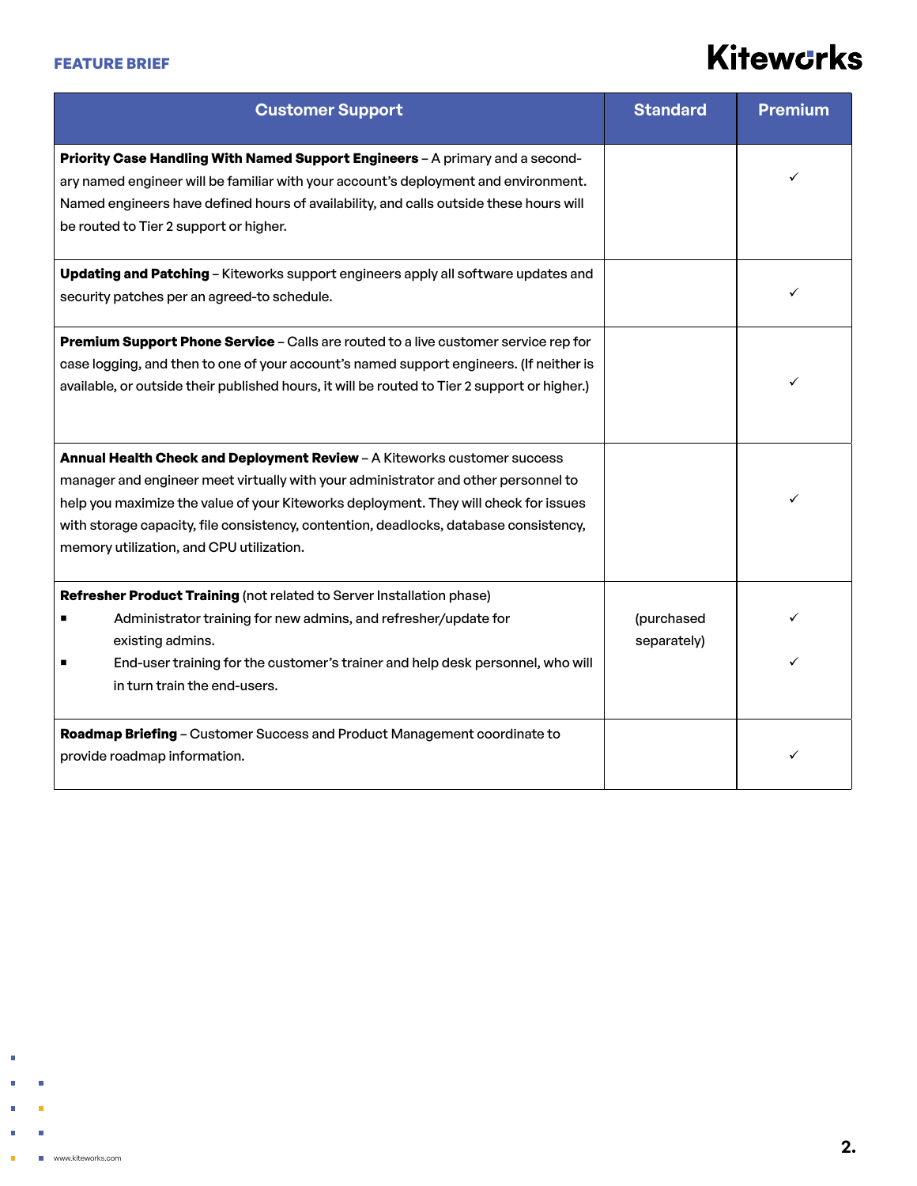| Customer Support | Standard | Premium |
| --- | --- | --- |
| **Priority Case Handling With Named Support Engineers** – A primary and a secondary named engineer will be familiar with your account's deployment and environment. Named engineers have defined hours of availability, and calls outside these hours will be routed to Tier 2 support or higher. | | ✓ |
| **Updating and Patching** – Kiteworks support engineers apply all software updates and security patches per an agreed-to schedule. | | ✓ |
| **Premium Support Phone Service** – Calls are routed to a live customer service rep for case logging, and then to one of your account's named support engineers. (If neither is available, or outside their published hours, it will be routed to Tier 2 support or higher.) | | ✓ |
| **Annual Health Check and Deployment Review** – A Kiteworks customer success manager and engineer meet virtually with your administrator and other personnel to help you maximize the value of your Kiteworks deployment. They will check for issues with storage capacity, file consistency, contention, deadlocks, database consistency, memory utilization, and CPU utilization. | | ✓ |
| **Refresher Product Training** (not related to Server Installation phase)<br>▪ Administrator training for new admins, and refresher/update for existing admins.<br>▪ End-user training for the customer's trainer and help desk personnel, who will in turn train the end-users. | (purchased separately) | ✓<br>✓ |
| **Roadmap Briefing** – Customer Success and Product Management coordinate to provide roadmap information. | | ✓ |